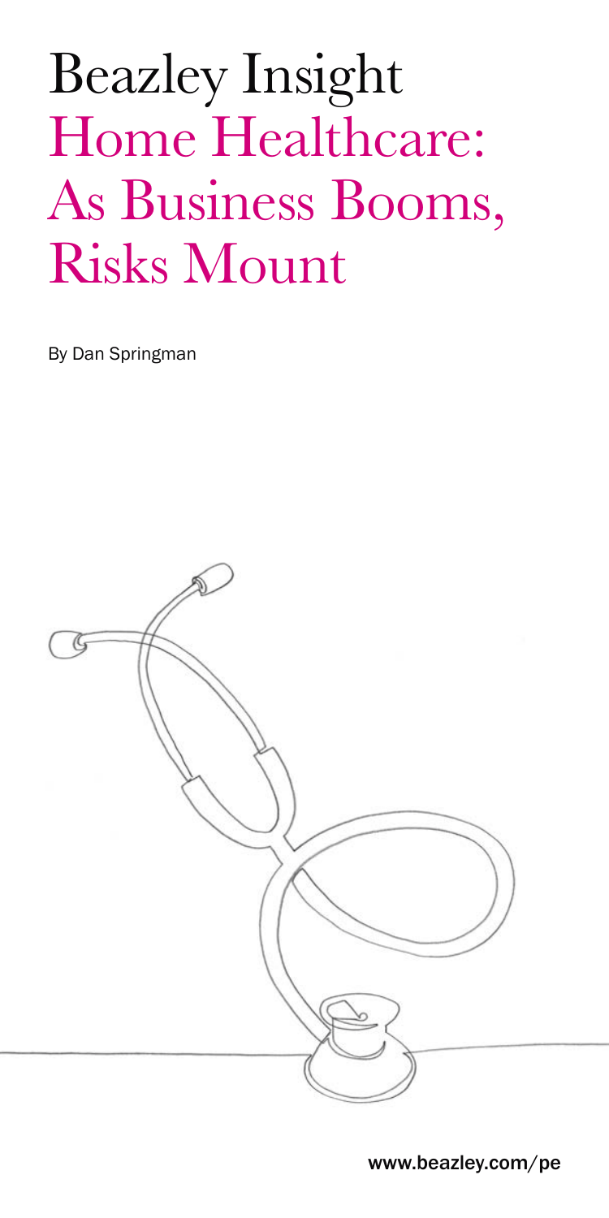# Beazley Insight
# Home Healthcare: As Business Booms, Risks Mount

By Dan Springman

www.beazley.com/pe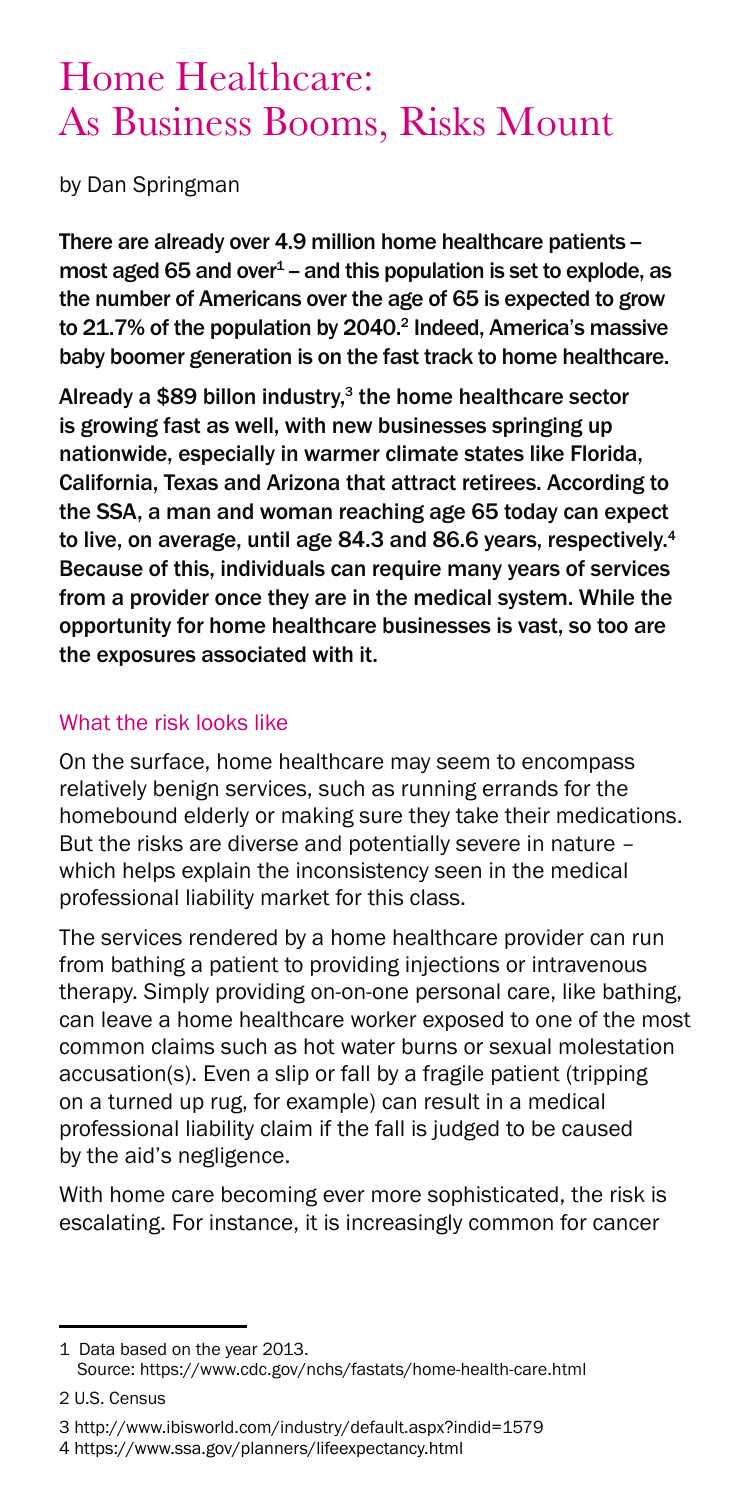# Home Healthcare: As Business Booms, Risks Mount

by Dan Springman

**There are already over 4.9 million home healthcare patients – most aged 65 and over[1] – and this population is set to explode, as the number of Americans over the age of 65 is expected to grow to 21.7% of the population by 2040.[2] Indeed, America's massive baby boomer generation is on the fast track to home healthcare.**

**Already a $89 billon industry,[3] the home healthcare sector is growing fast as well, with new businesses springing up nationwide, especially in warmer climate states like Florida, California, Texas and Arizona that attract retirees. According to the SSA, a man and woman reaching age 65 today can expect to live, on average, until age 84.3 and 86.6 years, respectively.[4] Because of this, individuals can require many years of services from a provider once they are in the medical system. While the opportunity for home healthcare businesses is vast, so too are the exposures associated with it.**

## What the risk looks like

On the surface, home healthcare may seem to encompass relatively benign services, such as running errands for the homebound elderly or making sure they take their medications. But the risks are diverse and potentially severe in nature – which helps explain the inconsistency seen in the medical professional liability market for this class.

The services rendered by a home healthcare provider can run from bathing a patient to providing injections or intravenous therapy. Simply providing on-on-one personal care, like bathing, can leave a home healthcare worker exposed to one of the most common claims such as hot water burns or sexual molestation accusation(s). Even a slip or fall by a fragile patient (tripping on a turned up rug, for example) can result in a medical professional liability claim if the fall is judged to be caused by the aid's negligence.

With home care becoming ever more sophisticated, the risk is escalating. For instance, it is increasingly common for cancer

---

1 Data based on the year 2013.
Source: https://www.cdc.gov/nchs/fastats/home-health-care.html

2 U.S. Census

3 http://www.ibisworld.com/industry/default.aspx?indid=1579

4 https://www.ssa.gov/planners/lifeexpectancy.html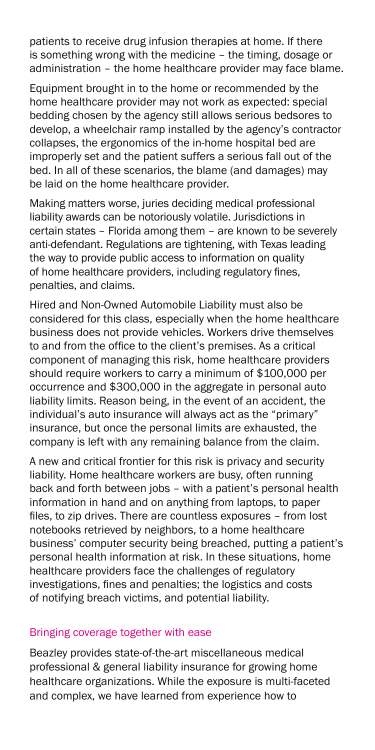patients to receive drug infusion therapies at home. If there is something wrong with the medicine – the timing, dosage or administration – the home healthcare provider may face blame.

Equipment brought in to the home or recommended by the home healthcare provider may not work as expected: special bedding chosen by the agency still allows serious bedsores to develop, a wheelchair ramp installed by the agency's contractor collapses, the ergonomics of the in-home hospital bed are improperly set and the patient suffers a serious fall out of the bed. In all of these scenarios, the blame (and damages) may be laid on the home healthcare provider.

Making matters worse, juries deciding medical professional liability awards can be notoriously volatile. Jurisdictions in certain states – Florida among them – are known to be severely anti-defendant. Regulations are tightening, with Texas leading the way to provide public access to information on quality of home healthcare providers, including regulatory fines, penalties, and claims.

Hired and Non-Owned Automobile Liability must also be considered for this class, especially when the home healthcare business does not provide vehicles. Workers drive themselves to and from the office to the client's premises. As a critical component of managing this risk, home healthcare providers should require workers to carry a minimum of $100,000 per occurrence and $300,000 in the aggregate in personal auto liability limits. Reason being, in the event of an accident, the individual's auto insurance will always act as the "primary" insurance, but once the personal limits are exhausted, the company is left with any remaining balance from the claim.

A new and critical frontier for this risk is privacy and security liability. Home healthcare workers are busy, often running back and forth between jobs – with a patient's personal health information in hand and on anything from laptops, to paper files, to zip drives. There are countless exposures – from lost notebooks retrieved by neighbors, to a home healthcare business' computer security being breached, putting a patient's personal health information at risk. In these situations, home healthcare providers face the challenges of regulatory investigations, fines and penalties; the logistics and costs of notifying breach victims, and potential liability.

## Bringing coverage together with ease

Beazley provides state-of-the-art miscellaneous medical professional & general liability insurance for growing home healthcare organizations. While the exposure is multi-faceted and complex, we have learned from experience how to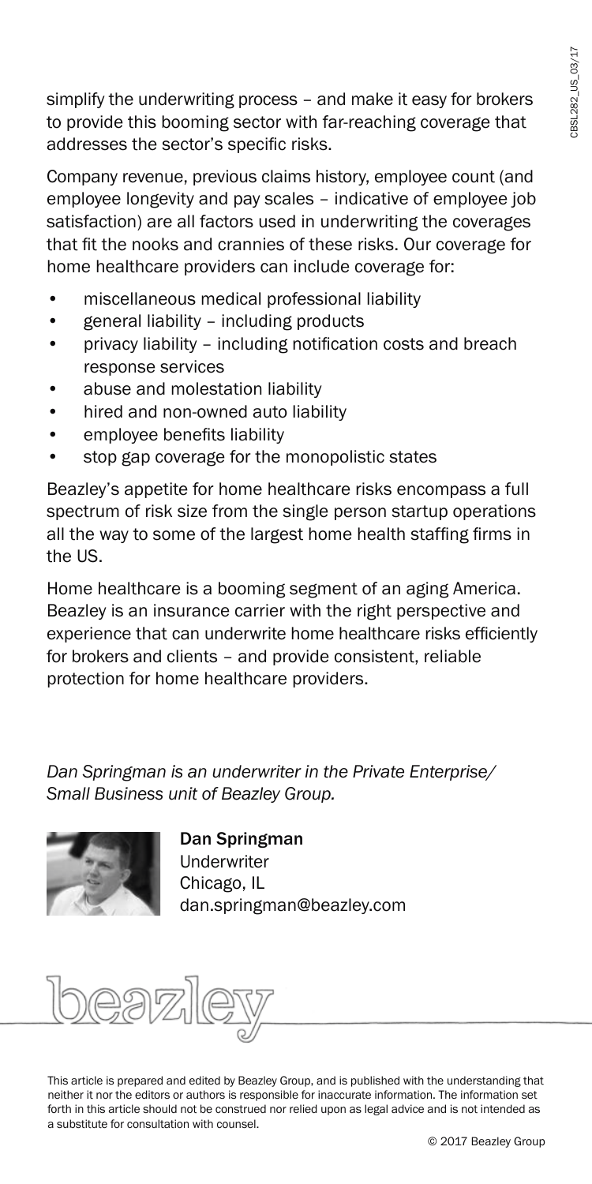simplify the underwriting process – and make it easy for brokers to provide this booming sector with far-reaching coverage that addresses the sector's specific risks.

Company revenue, previous claims history, employee count (and employee longevity and pay scales – indicative of employee job satisfaction) are all factors used in underwriting the coverages that fit the nooks and crannies of these risks. Our coverage for home healthcare providers can include coverage for:

- miscellaneous medical professional liability
- general liability – including products
- privacy liability – including notification costs and breach response services
- abuse and molestation liability
- hired and non-owned auto liability
- employee benefits liability
- stop gap coverage for the monopolistic states

Beazley's appetite for home healthcare risks encompass a full spectrum of risk size from the single person startup operations all the way to some of the largest home health staffing firms in the US.

Home healthcare is a booming segment of an aging America. Beazley is an insurance carrier with the right perspective and experience that can underwrite home healthcare risks efficiently for brokers and clients – and provide consistent, reliable protection for home healthcare providers.

*Dan Springman is an underwriter in the Private Enterprise/ Small Business unit of Beazley Group.*

**Dan Springman**
Underwriter
Chicago, IL
dan.springman@beazley.com

beazley

This article is prepared and edited by Beazley Group, and is published with the understanding that neither it nor the editors or authors is responsible for inaccurate information. The information set forth in this article should not be construed nor relied upon as legal advice and is not intended as a substitute for consultation with counsel.

© 2017 Beazley Group

CBSL282_US_03/17